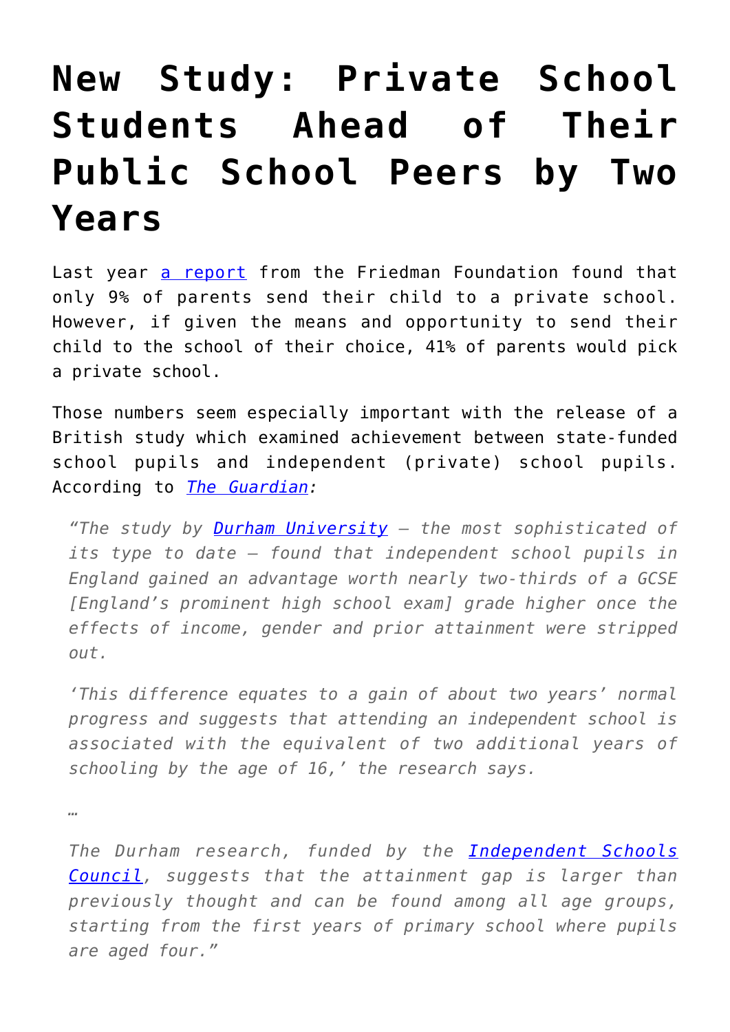# New Study: Private School Students Ahead of Their Public School Peers by Two Years

Last year [a report](#) from the Friedman Foundation found that only 9% of parents send their child to a private school. However, if given the means and opportunity to send their child to the school of their choice, 41% of parents would pick a private school.

Those numbers seem especially important with the release of a British study which examined achievement between state-funded school pupils and independent (private) school pupils. According to *[The Guardian](#)*:

> *"The study by [Durham University](#) – the most sophisticated of its type to date – found that independent school pupils in England gained an advantage worth nearly two-thirds of a GCSE [England's prominent high school exam] grade higher once the effects of income, gender and prior attainment were stripped out.*
>
> *'This difference equates to a gain of about two years' normal progress and suggests that attending an independent school is associated with the equivalent of two additional years of schooling by the age of 16,' the research says.*
>
> *…*
>
> *The Durham research, funded by the [Independent Schools Council](#), suggests that the attainment gap is larger than previously thought and can be found among all age groups, starting from the first years of primary school where pupils are aged four."*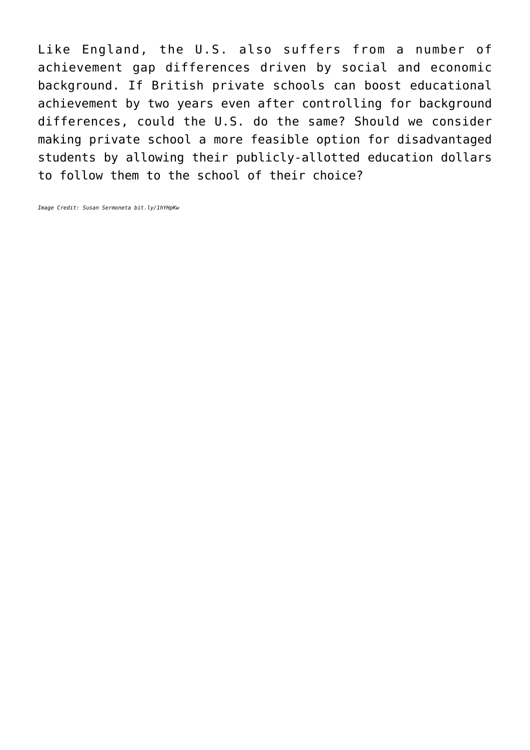Like England, the U.S. also suffers from a number of achievement gap differences driven by social and economic background. If British private schools can boost educational achievement by two years even after controlling for background differences, could the U.S. do the same? Should we consider making private school a more feasible option for disadvantaged students by allowing their publicly-allotted education dollars to follow them to the school of their choice?

*Image Credit: Susan Sermoneta bit.ly/1hYHpKw*